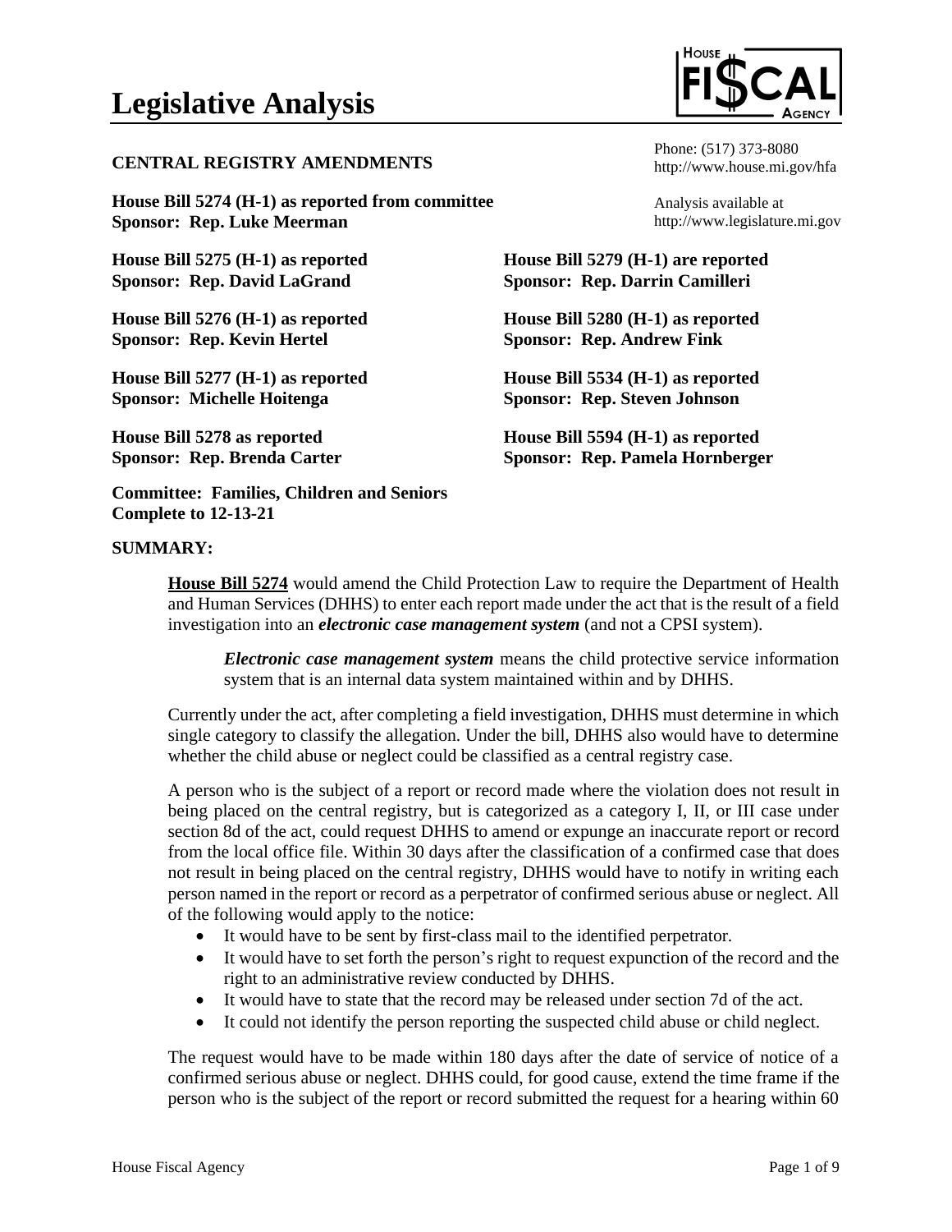# Legislative Analysis

**CENTRAL REGISTRY AMENDMENTS**

Phone: (517) 373-8080
http://www.house.mi.gov/hfa

Analysis available at
http://www.legislature.mi.gov

**House Bill 5274 (H-1) as reported from committee**
**Sponsor: Rep. Luke Meerman**

**House Bill 5275 (H-1) as reported**
**Sponsor: Rep. David LaGrand**

**House Bill 5276 (H-1) as reported**
**Sponsor: Rep. Kevin Hertel**

**House Bill 5277 (H-1) as reported**
**Sponsor: Michelle Hoitenga**

**House Bill 5278 as reported**
**Sponsor: Rep. Brenda Carter**

**House Bill 5279 (H-1) are reported**
**Sponsor: Rep. Darrin Camilleri**

**House Bill 5280 (H-1) as reported**
**Sponsor: Rep. Andrew Fink**

**House Bill 5534 (H-1) as reported**
**Sponsor: Rep. Steven Johnson**

**House Bill 5594 (H-1) as reported**
**Sponsor: Rep. Pamela Hornberger**

**Committee: Families, Children and Seniors**
**Complete to 12-13-21**

**SUMMARY:**

**House Bill 5274** would amend the Child Protection Law to require the Department of Health and Human Services (DHHS) to enter each report made under the act that is the result of a field investigation into an ***electronic case management system*** (and not a CPSI system).

> ***Electronic case management system*** means the child protective service information system that is an internal data system maintained within and by DHHS.

Currently under the act, after completing a field investigation, DHHS must determine in which single category to classify the allegation. Under the bill, DHHS also would have to determine whether the child abuse or neglect could be classified as a central registry case.

A person who is the subject of a report or record made where the violation does not result in being placed on the central registry, but is categorized as a category I, II, or III case under section 8d of the act, could request DHHS to amend or expunge an inaccurate report or record from the local office file. Within 30 days after the classification of a confirmed case that does not result in being placed on the central registry, DHHS would have to notify in writing each person named in the report or record as a perpetrator of confirmed serious abuse or neglect. All of the following would apply to the notice:

- It would have to be sent by first-class mail to the identified perpetrator.
- It would have to set forth the person's right to request expunction of the record and the right to an administrative review conducted by DHHS.
- It would have to state that the record may be released under section 7d of the act.
- It could not identify the person reporting the suspected child abuse or child neglect.

The request would have to be made within 180 days after the date of service of notice of a confirmed serious abuse or neglect. DHHS could, for good cause, extend the time frame if the person who is the subject of the report or record submitted the request for a hearing within 60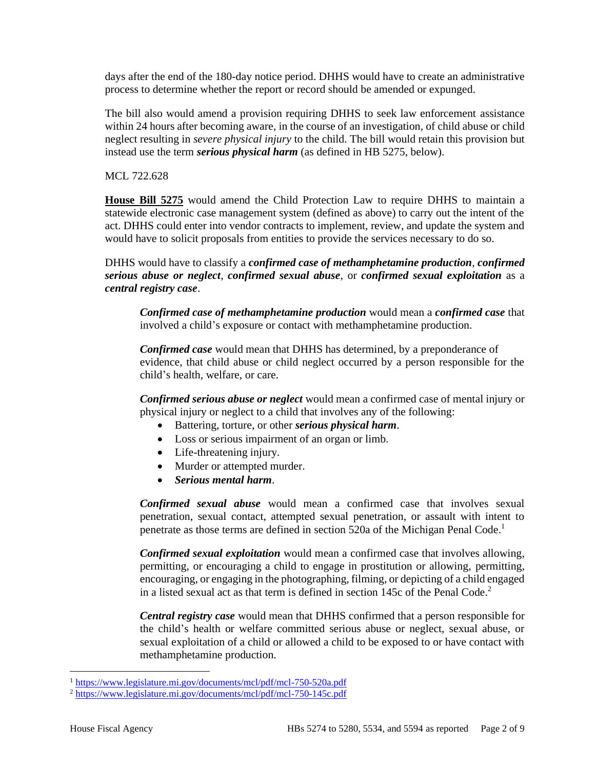days after the end of the 180-day notice period. DHHS would have to create an administrative process to determine whether the report or record should be amended or expunged.

The bill also would amend a provision requiring DHHS to seek law enforcement assistance within 24 hours after becoming aware, in the course of an investigation, of child abuse or child neglect resulting in *severe physical injury* to the child. The bill would retain this provision but instead use the term ***serious physical harm*** (as defined in HB 5275, below).

MCL 722.628

**House Bill 5275** would amend the Child Protection Law to require DHHS to maintain a statewide electronic case management system (defined as above) to carry out the intent of the act. DHHS could enter into vendor contracts to implement, review, and update the system and would have to solicit proposals from entities to provide the services necessary to do so.

DHHS would have to classify a ***confirmed case of methamphetamine production***, ***confirmed serious abuse or neglect***, ***confirmed sexual abuse***, or ***confirmed sexual exploitation*** as a ***central registry case***.

> ***Confirmed case of methamphetamine production*** would mean a ***confirmed case*** that involved a child's exposure or contact with methamphetamine production.
>
> ***Confirmed case*** would mean that DHHS has determined, by a preponderance of evidence, that child abuse or child neglect occurred by a person responsible for the child's health, welfare, or care.
>
> ***Confirmed serious abuse or neglect*** would mean a confirmed case of mental injury or physical injury or neglect to a child that involves any of the following:
>
> - Battering, torture, or other ***serious physical harm***.
> - Loss or serious impairment of an organ or limb.
> - Life-threatening injury.
> - Murder or attempted murder.
> - ***Serious mental harm***.
>
> ***Confirmed sexual abuse*** would mean a confirmed case that involves sexual penetration, sexual contact, attempted sexual penetration, or assault with intent to penetrate as those terms are defined in section 520a of the Michigan Penal Code.[1]
>
> ***Confirmed sexual exploitation*** would mean a confirmed case that involves allowing, permitting, or encouraging a child to engage in prostitution or allowing, permitting, encouraging, or engaging in the photographing, filming, or depicting of a child engaged in a listed sexual act as that term is defined in section 145c of the Penal Code.[2]
>
> ***Central registry case*** would mean that DHHS confirmed that a person responsible for the child's health or welfare committed serious abuse or neglect, sexual abuse, or sexual exploitation of a child or allowed a child to be exposed to or have contact with methamphetamine production.

---

[1] https://www.legislature.mi.gov/documents/mcl/pdf/mcl-750-520a.pdf

[2] https://www.legislature.mi.gov/documents/mcl/pdf/mcl-750-145c.pdf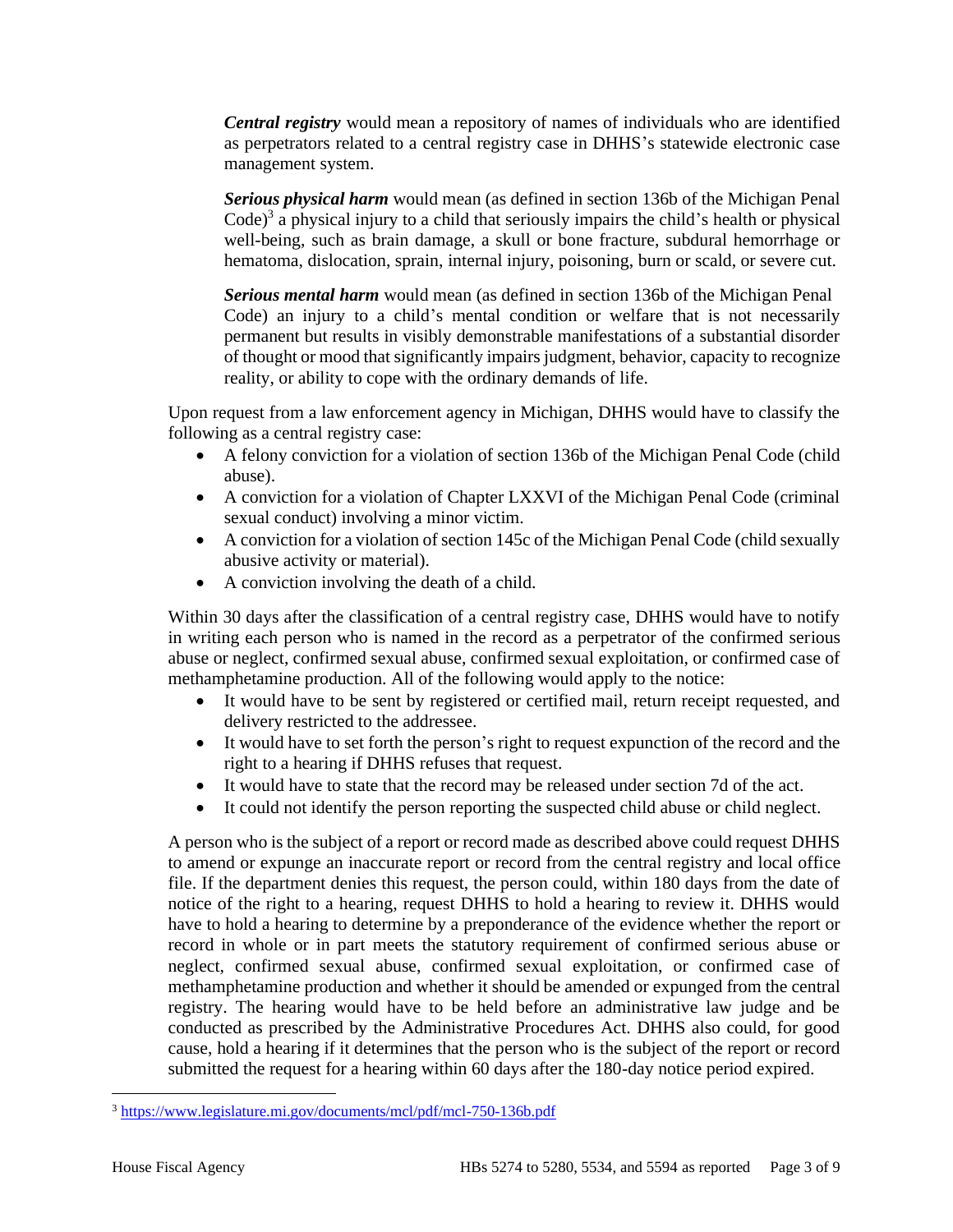***Central registry*** would mean a repository of names of individuals who are identified as perpetrators related to a central registry case in DHHS's statewide electronic case management system.

***Serious physical harm*** would mean (as defined in section 136b of the Michigan Penal Code)[3] a physical injury to a child that seriously impairs the child's health or physical well-being, such as brain damage, a skull or bone fracture, subdural hemorrhage or hematoma, dislocation, sprain, internal injury, poisoning, burn or scald, or severe cut.

***Serious mental harm*** would mean (as defined in section 136b of the Michigan Penal Code) an injury to a child's mental condition or welfare that is not necessarily permanent but results in visibly demonstrable manifestations of a substantial disorder of thought or mood that significantly impairs judgment, behavior, capacity to recognize reality, or ability to cope with the ordinary demands of life.

Upon request from a law enforcement agency in Michigan, DHHS would have to classify the following as a central registry case:

- A felony conviction for a violation of section 136b of the Michigan Penal Code (child abuse).
- A conviction for a violation of Chapter LXXVI of the Michigan Penal Code (criminal sexual conduct) involving a minor victim.
- A conviction for a violation of section 145c of the Michigan Penal Code (child sexually abusive activity or material).
- A conviction involving the death of a child.

Within 30 days after the classification of a central registry case, DHHS would have to notify in writing each person who is named in the record as a perpetrator of the confirmed serious abuse or neglect, confirmed sexual abuse, confirmed sexual exploitation, or confirmed case of methamphetamine production. All of the following would apply to the notice:

- It would have to be sent by registered or certified mail, return receipt requested, and delivery restricted to the addressee.
- It would have to set forth the person's right to request expunction of the record and the right to a hearing if DHHS refuses that request.
- It would have to state that the record may be released under section 7d of the act.
- It could not identify the person reporting the suspected child abuse or child neglect.

A person who is the subject of a report or record made as described above could request DHHS to amend or expunge an inaccurate report or record from the central registry and local office file. If the department denies this request, the person could, within 180 days from the date of notice of the right to a hearing, request DHHS to hold a hearing to review it. DHHS would have to hold a hearing to determine by a preponderance of the evidence whether the report or record in whole or in part meets the statutory requirement of confirmed serious abuse or neglect, confirmed sexual abuse, confirmed sexual exploitation, or confirmed case of methamphetamine production and whether it should be amended or expunged from the central registry. The hearing would have to be held before an administrative law judge and be conducted as prescribed by the Administrative Procedures Act. DHHS also could, for good cause, hold a hearing if it determines that the person who is the subject of the report or record submitted the request for a hearing within 60 days after the 180-day notice period expired.

[3] https://www.legislature.mi.gov/documents/mcl/pdf/mcl-750-136b.pdf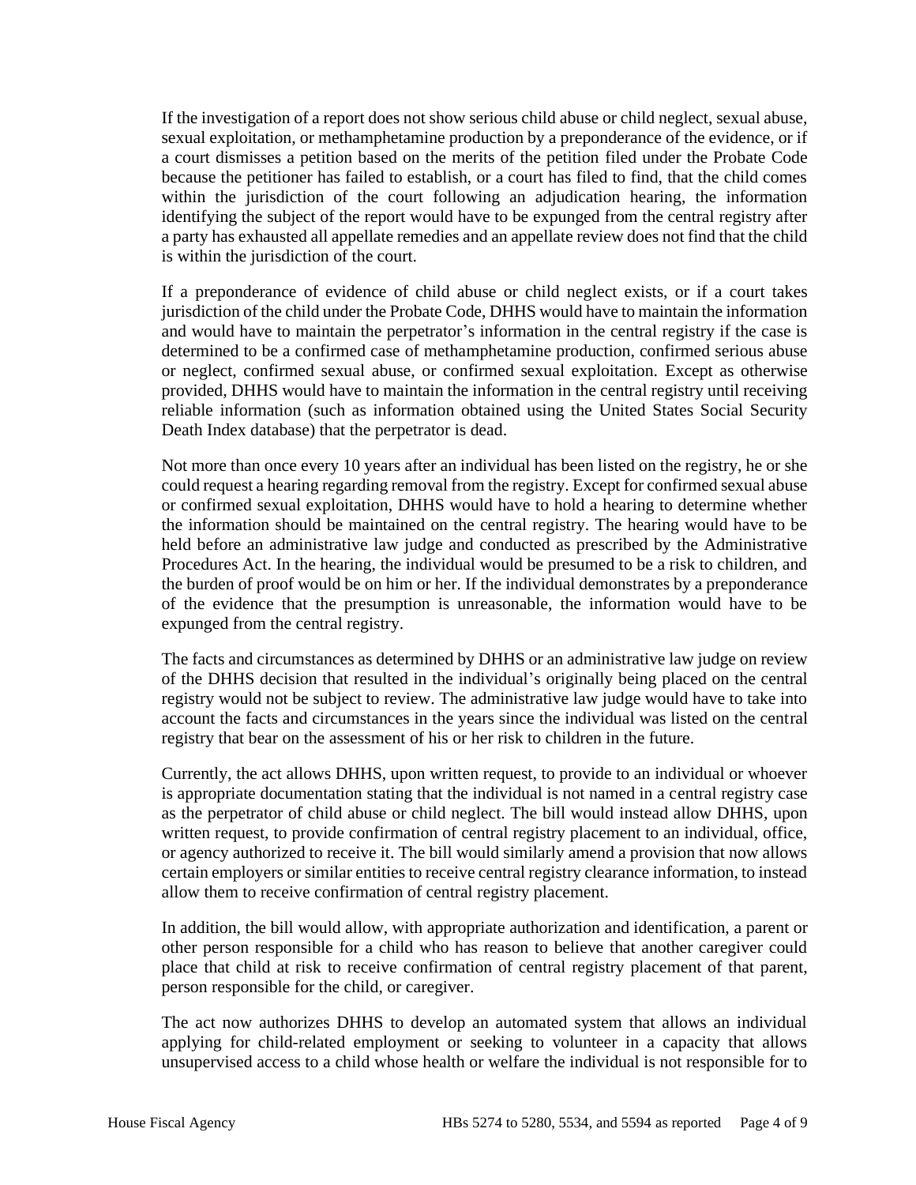If the investigation of a report does not show serious child abuse or child neglect, sexual abuse, sexual exploitation, or methamphetamine production by a preponderance of the evidence, or if a court dismisses a petition based on the merits of the petition filed under the Probate Code because the petitioner has failed to establish, or a court has filed to find, that the child comes within the jurisdiction of the court following an adjudication hearing, the information identifying the subject of the report would have to be expunged from the central registry after a party has exhausted all appellate remedies and an appellate review does not find that the child is within the jurisdiction of the court.

If a preponderance of evidence of child abuse or child neglect exists, or if a court takes jurisdiction of the child under the Probate Code, DHHS would have to maintain the information and would have to maintain the perpetrator's information in the central registry if the case is determined to be a confirmed case of methamphetamine production, confirmed serious abuse or neglect, confirmed sexual abuse, or confirmed sexual exploitation. Except as otherwise provided, DHHS would have to maintain the information in the central registry until receiving reliable information (such as information obtained using the United States Social Security Death Index database) that the perpetrator is dead.

Not more than once every 10 years after an individual has been listed on the registry, he or she could request a hearing regarding removal from the registry. Except for confirmed sexual abuse or confirmed sexual exploitation, DHHS would have to hold a hearing to determine whether the information should be maintained on the central registry. The hearing would have to be held before an administrative law judge and conducted as prescribed by the Administrative Procedures Act. In the hearing, the individual would be presumed to be a risk to children, and the burden of proof would be on him or her. If the individual demonstrates by a preponderance of the evidence that the presumption is unreasonable, the information would have to be expunged from the central registry.

The facts and circumstances as determined by DHHS or an administrative law judge on review of the DHHS decision that resulted in the individual's originally being placed on the central registry would not be subject to review. The administrative law judge would have to take into account the facts and circumstances in the years since the individual was listed on the central registry that bear on the assessment of his or her risk to children in the future.

Currently, the act allows DHHS, upon written request, to provide to an individual or whoever is appropriate documentation stating that the individual is not named in a central registry case as the perpetrator of child abuse or child neglect. The bill would instead allow DHHS, upon written request, to provide confirmation of central registry placement to an individual, office, or agency authorized to receive it. The bill would similarly amend a provision that now allows certain employers or similar entities to receive central registry clearance information, to instead allow them to receive confirmation of central registry placement.

In addition, the bill would allow, with appropriate authorization and identification, a parent or other person responsible for a child who has reason to believe that another caregiver could place that child at risk to receive confirmation of central registry placement of that parent, person responsible for the child, or caregiver.

The act now authorizes DHHS to develop an automated system that allows an individual applying for child-related employment or seeking to volunteer in a capacity that allows unsupervised access to a child whose health or welfare the individual is not responsible for to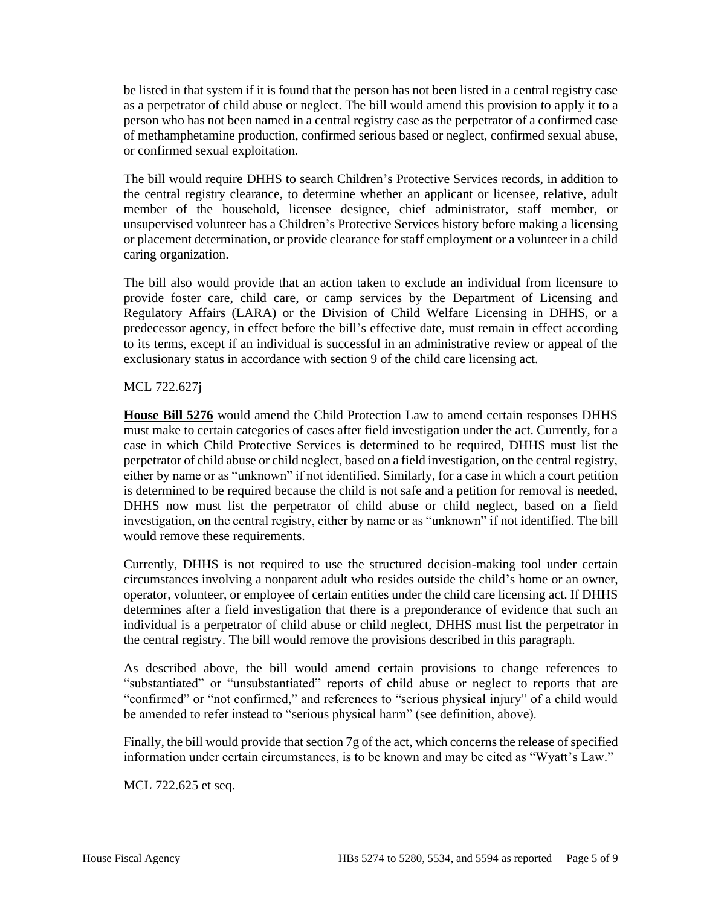be listed in that system if it is found that the person has not been listed in a central registry case as a perpetrator of child abuse or neglect. The bill would amend this provision to apply it to a person who has not been named in a central registry case as the perpetrator of a confirmed case of methamphetamine production, confirmed serious based or neglect, confirmed sexual abuse, or confirmed sexual exploitation.

The bill would require DHHS to search Children's Protective Services records, in addition to the central registry clearance, to determine whether an applicant or licensee, relative, adult member of the household, licensee designee, chief administrator, staff member, or unsupervised volunteer has a Children's Protective Services history before making a licensing or placement determination, or provide clearance for staff employment or a volunteer in a child caring organization.

The bill also would provide that an action taken to exclude an individual from licensure to provide foster care, child care, or camp services by the Department of Licensing and Regulatory Affairs (LARA) or the Division of Child Welfare Licensing in DHHS, or a predecessor agency, in effect before the bill's effective date, must remain in effect according to its terms, except if an individual is successful in an administrative review or appeal of the exclusionary status in accordance with section 9 of the child care licensing act.

MCL 722.627j

**House Bill 5276** would amend the Child Protection Law to amend certain responses DHHS must make to certain categories of cases after field investigation under the act. Currently, for a case in which Child Protective Services is determined to be required, DHHS must list the perpetrator of child abuse or child neglect, based on a field investigation, on the central registry, either by name or as "unknown" if not identified. Similarly, for a case in which a court petition is determined to be required because the child is not safe and a petition for removal is needed, DHHS now must list the perpetrator of child abuse or child neglect, based on a field investigation, on the central registry, either by name or as "unknown" if not identified. The bill would remove these requirements.

Currently, DHHS is not required to use the structured decision-making tool under certain circumstances involving a nonparent adult who resides outside the child's home or an owner, operator, volunteer, or employee of certain entities under the child care licensing act. If DHHS determines after a field investigation that there is a preponderance of evidence that such an individual is a perpetrator of child abuse or child neglect, DHHS must list the perpetrator in the central registry. The bill would remove the provisions described in this paragraph.

As described above, the bill would amend certain provisions to change references to "substantiated" or "unsubstantiated" reports of child abuse or neglect to reports that are "confirmed" or "not confirmed," and references to "serious physical injury" of a child would be amended to refer instead to "serious physical harm" (see definition, above).

Finally, the bill would provide that section 7g of the act, which concerns the release of specified information under certain circumstances, is to be known and may be cited as "Wyatt's Law."

MCL 722.625 et seq.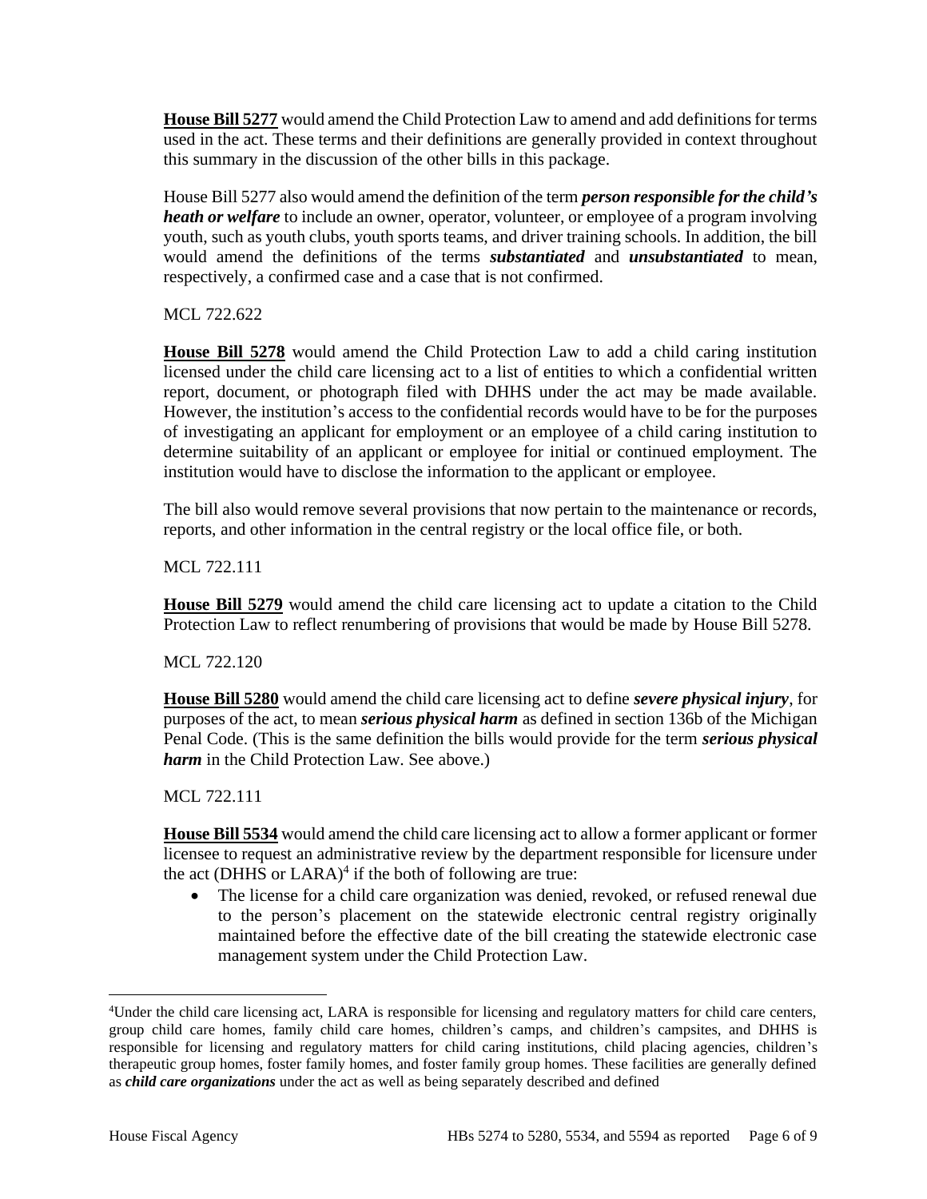**House Bill 5277** would amend the Child Protection Law to amend and add definitions for terms used in the act. These terms and their definitions are generally provided in context throughout this summary in the discussion of the other bills in this package.

House Bill 5277 also would amend the definition of the term ***person responsible for the child's heath or welfare*** to include an owner, operator, volunteer, or employee of a program involving youth, such as youth clubs, youth sports teams, and driver training schools. In addition, the bill would amend the definitions of the terms ***substantiated*** and ***unsubstantiated*** to mean, respectively, a confirmed case and a case that is not confirmed.

MCL 722.622

**House Bill 5278** would amend the Child Protection Law to add a child caring institution licensed under the child care licensing act to a list of entities to which a confidential written report, document, or photograph filed with DHHS under the act may be made available. However, the institution's access to the confidential records would have to be for the purposes of investigating an applicant for employment or an employee of a child caring institution to determine suitability of an applicant or employee for initial or continued employment. The institution would have to disclose the information to the applicant or employee.

The bill also would remove several provisions that now pertain to the maintenance or records, reports, and other information in the central registry or the local office file, or both.

MCL 722.111

**House Bill 5279** would amend the child care licensing act to update a citation to the Child Protection Law to reflect renumbering of provisions that would be made by House Bill 5278.

MCL 722.120

**House Bill 5280** would amend the child care licensing act to define ***severe physical injury***, for purposes of the act, to mean ***serious physical harm*** as defined in section 136b of the Michigan Penal Code. (This is the same definition the bills would provide for the term ***serious physical harm*** in the Child Protection Law. See above.)

MCL 722.111

**House Bill 5534** would amend the child care licensing act to allow a former applicant or former licensee to request an administrative review by the department responsible for licensure under the act (DHHS or LARA)[4] if the both of following are true:

- The license for a child care organization was denied, revoked, or refused renewal due to the person's placement on the statewide electronic central registry originally maintained before the effective date of the bill creating the statewide electronic case management system under the Child Protection Law.

---

[4]Under the child care licensing act, LARA is responsible for licensing and regulatory matters for child care centers, group child care homes, family child care homes, children's camps, and children's campsites, and DHHS is responsible for licensing and regulatory matters for child caring institutions, child placing agencies, children's therapeutic group homes, foster family homes, and foster family group homes. These facilities are generally defined as ***child care organizations*** under the act as well as being separately described and defined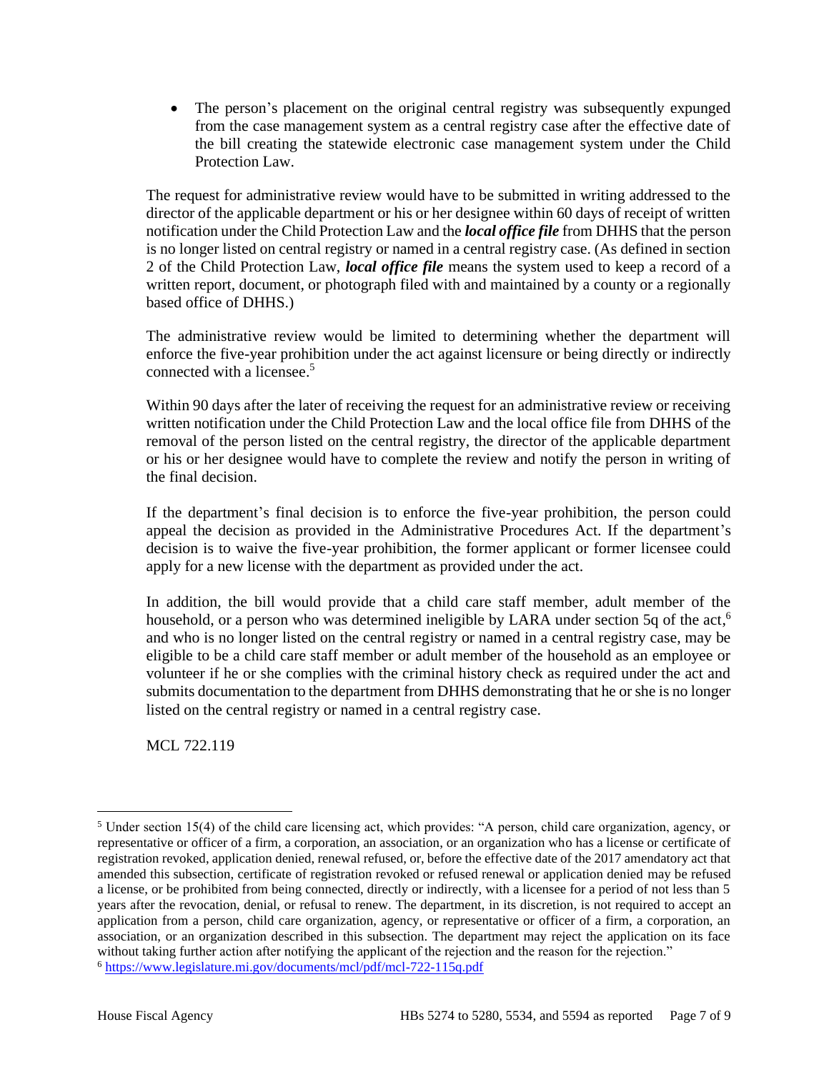- The person's placement on the original central registry was subsequently expunged from the case management system as a central registry case after the effective date of the bill creating the statewide electronic case management system under the Child Protection Law.

The request for administrative review would have to be submitted in writing addressed to the director of the applicable department or his or her designee within 60 days of receipt of written notification under the Child Protection Law and the ***local office file*** from DHHS that the person is no longer listed on central registry or named in a central registry case. (As defined in section 2 of the Child Protection Law, ***local office file*** means the system used to keep a record of a written report, document, or photograph filed with and maintained by a county or a regionally based office of DHHS.)

The administrative review would be limited to determining whether the department will enforce the five-year prohibition under the act against licensure or being directly or indirectly connected with a licensee.[5]

Within 90 days after the later of receiving the request for an administrative review or receiving written notification under the Child Protection Law and the local office file from DHHS of the removal of the person listed on the central registry, the director of the applicable department or his or her designee would have to complete the review and notify the person in writing of the final decision.

If the department's final decision is to enforce the five-year prohibition, the person could appeal the decision as provided in the Administrative Procedures Act. If the department's decision is to waive the five-year prohibition, the former applicant or former licensee could apply for a new license with the department as provided under the act.

In addition, the bill would provide that a child care staff member, adult member of the household, or a person who was determined ineligible by LARA under section 5q of the act,[6] and who is no longer listed on the central registry or named in a central registry case, may be eligible to be a child care staff member or adult member of the household as an employee or volunteer if he or she complies with the criminal history check as required under the act and submits documentation to the department from DHHS demonstrating that he or she is no longer listed on the central registry or named in a central registry case.

MCL 722.119

---

[5] Under section 15(4) of the child care licensing act, which provides: "A person, child care organization, agency, or representative or officer of a firm, a corporation, an association, or an organization who has a license or certificate of registration revoked, application denied, renewal refused, or, before the effective date of the 2017 amendatory act that amended this subsection, certificate of registration revoked or refused renewal or application denied may be refused a license, or be prohibited from being connected, directly or indirectly, with a licensee for a period of not less than 5 years after the revocation, denial, or refusal to renew. The department, in its discretion, is not required to accept an application from a person, child care organization, agency, or representative or officer of a firm, a corporation, an association, or an organization described in this subsection. The department may reject the application on its face without taking further action after notifying the applicant of the rejection and the reason for the rejection."

[6] https://www.legislature.mi.gov/documents/mcl/pdf/mcl-722-115q.pdf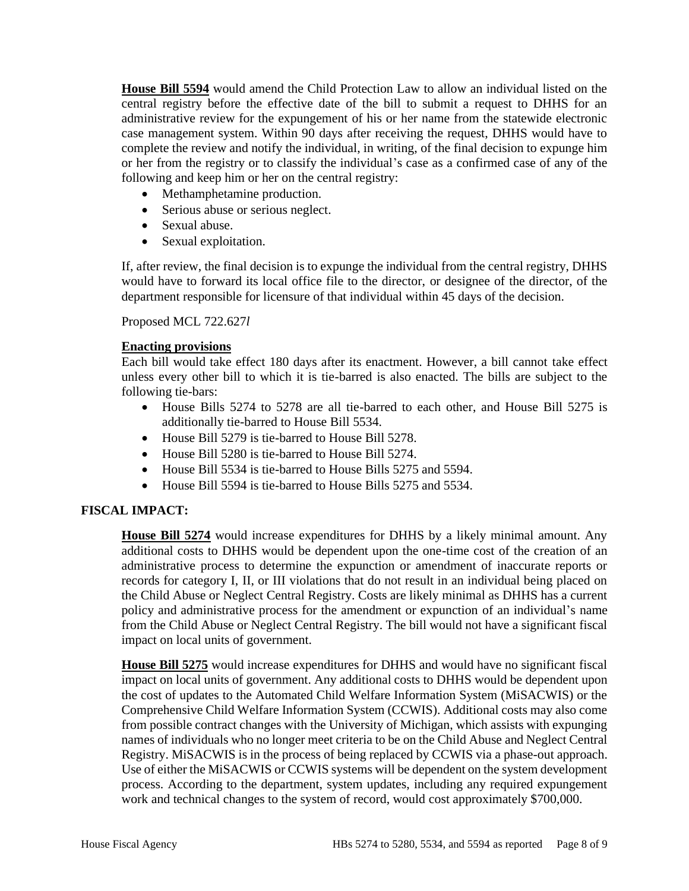**House Bill 5594** would amend the Child Protection Law to allow an individual listed on the central registry before the effective date of the bill to submit a request to DHHS for an administrative review for the expungement of his or her name from the statewide electronic case management system. Within 90 days after receiving the request, DHHS would have to complete the review and notify the individual, in writing, of the final decision to expunge him or her from the registry or to classify the individual's case as a confirmed case of any of the following and keep him or her on the central registry:

- Methamphetamine production.
- Serious abuse or serious neglect.
- Sexual abuse.
- Sexual exploitation.

If, after review, the final decision is to expunge the individual from the central registry, DHHS would have to forward its local office file to the director, or designee of the director, of the department responsible for licensure of that individual within 45 days of the decision.

Proposed MCL 722.627*l*

**Enacting provisions**

Each bill would take effect 180 days after its enactment. However, a bill cannot take effect unless every other bill to which it is tie-barred is also enacted. The bills are subject to the following tie-bars:

- House Bills 5274 to 5278 are all tie-barred to each other, and House Bill 5275 is additionally tie-barred to House Bill 5534.
- House Bill 5279 is tie-barred to House Bill 5278.
- House Bill 5280 is tie-barred to House Bill 5274.
- House Bill 5534 is tie-barred to House Bills 5275 and 5594.
- House Bill 5594 is tie-barred to House Bills 5275 and 5534.

## FISCAL IMPACT:

**House Bill 5274** would increase expenditures for DHHS by a likely minimal amount. Any additional costs to DHHS would be dependent upon the one-time cost of the creation of an administrative process to determine the expunction or amendment of inaccurate reports or records for category I, II, or III violations that do not result in an individual being placed on the Child Abuse or Neglect Central Registry. Costs are likely minimal as DHHS has a current policy and administrative process for the amendment or expunction of an individual's name from the Child Abuse or Neglect Central Registry. The bill would not have a significant fiscal impact on local units of government.

**House Bill 5275** would increase expenditures for DHHS and would have no significant fiscal impact on local units of government. Any additional costs to DHHS would be dependent upon the cost of updates to the Automated Child Welfare Information System (MiSACWIS) or the Comprehensive Child Welfare Information System (CCWIS). Additional costs may also come from possible contract changes with the University of Michigan, which assists with expunging names of individuals who no longer meet criteria to be on the Child Abuse and Neglect Central Registry. MiSACWIS is in the process of being replaced by CCWIS via a phase-out approach. Use of either the MiSACWIS or CCWIS systems will be dependent on the system development process. According to the department, system updates, including any required expungement work and technical changes to the system of record, would cost approximately $700,000.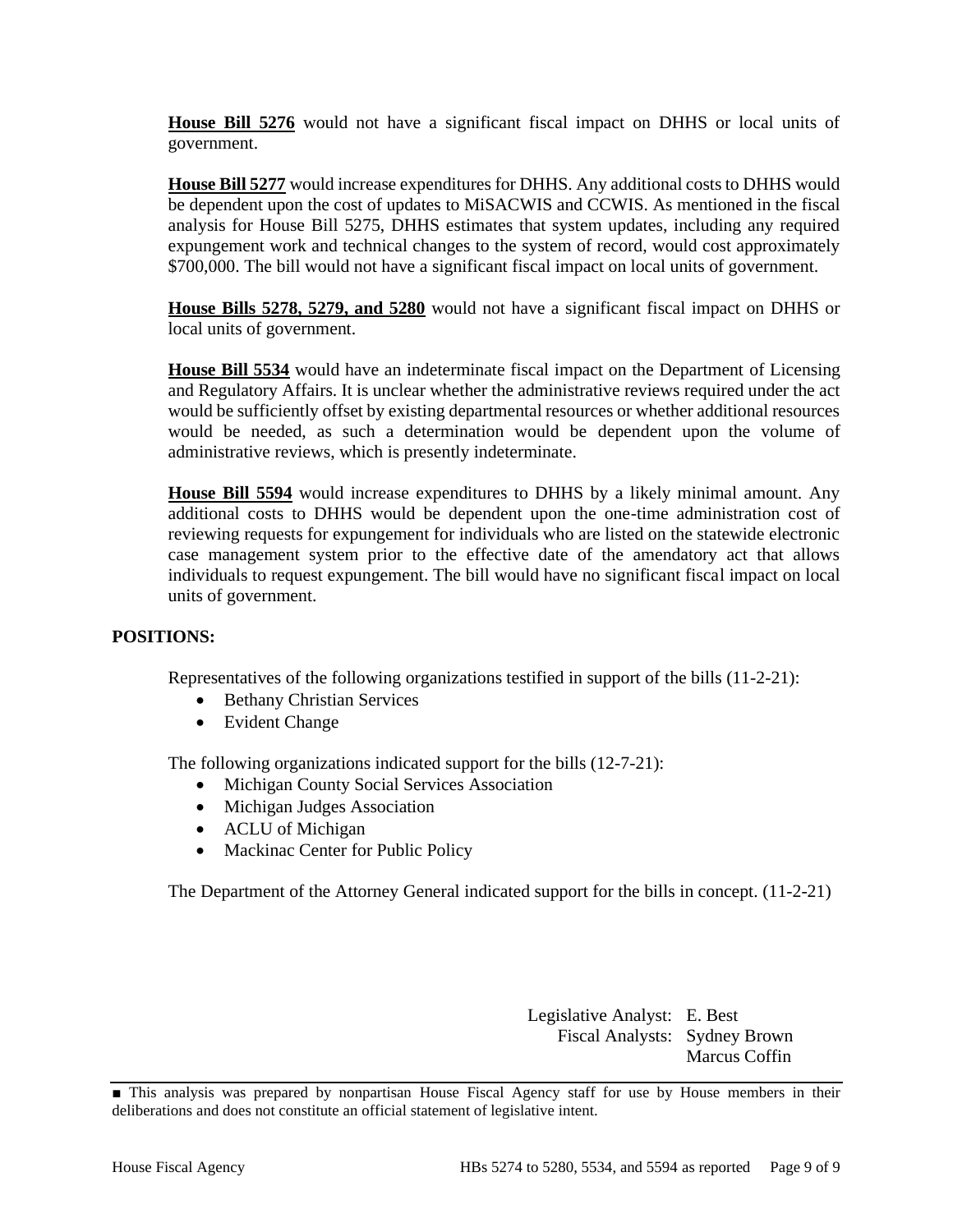**House Bill 5276** would not have a significant fiscal impact on DHHS or local units of government.

**House Bill 5277** would increase expenditures for DHHS. Any additional costs to DHHS would be dependent upon the cost of updates to MiSACWIS and CCWIS. As mentioned in the fiscal analysis for House Bill 5275, DHHS estimates that system updates, including any required expungement work and technical changes to the system of record, would cost approximately \$700,000. The bill would not have a significant fiscal impact on local units of government.

**House Bills 5278, 5279, and 5280** would not have a significant fiscal impact on DHHS or local units of government.

**House Bill 5534** would have an indeterminate fiscal impact on the Department of Licensing and Regulatory Affairs. It is unclear whether the administrative reviews required under the act would be sufficiently offset by existing departmental resources or whether additional resources would be needed, as such a determination would be dependent upon the volume of administrative reviews, which is presently indeterminate.

**House Bill 5594** would increase expenditures to DHHS by a likely minimal amount. Any additional costs to DHHS would be dependent upon the one-time administration cost of reviewing requests for expungement for individuals who are listed on the statewide electronic case management system prior to the effective date of the amendatory act that allows individuals to request expungement. The bill would have no significant fiscal impact on local units of government.

**POSITIONS:**

Representatives of the following organizations testified in support of the bills (11-2-21):

- Bethany Christian Services
- Evident Change

The following organizations indicated support for the bills (12-7-21):

- Michigan County Social Services Association
- Michigan Judges Association
- ACLU of Michigan
- Mackinac Center for Public Policy

The Department of the Attorney General indicated support for the bills in concept. (11-2-21)

Legislative Analyst: E. Best
Fiscal Analysts: Sydney Brown
Marcus Coffin

■ This analysis was prepared by nonpartisan House Fiscal Agency staff for use by House members in their deliberations and does not constitute an official statement of legislative intent.